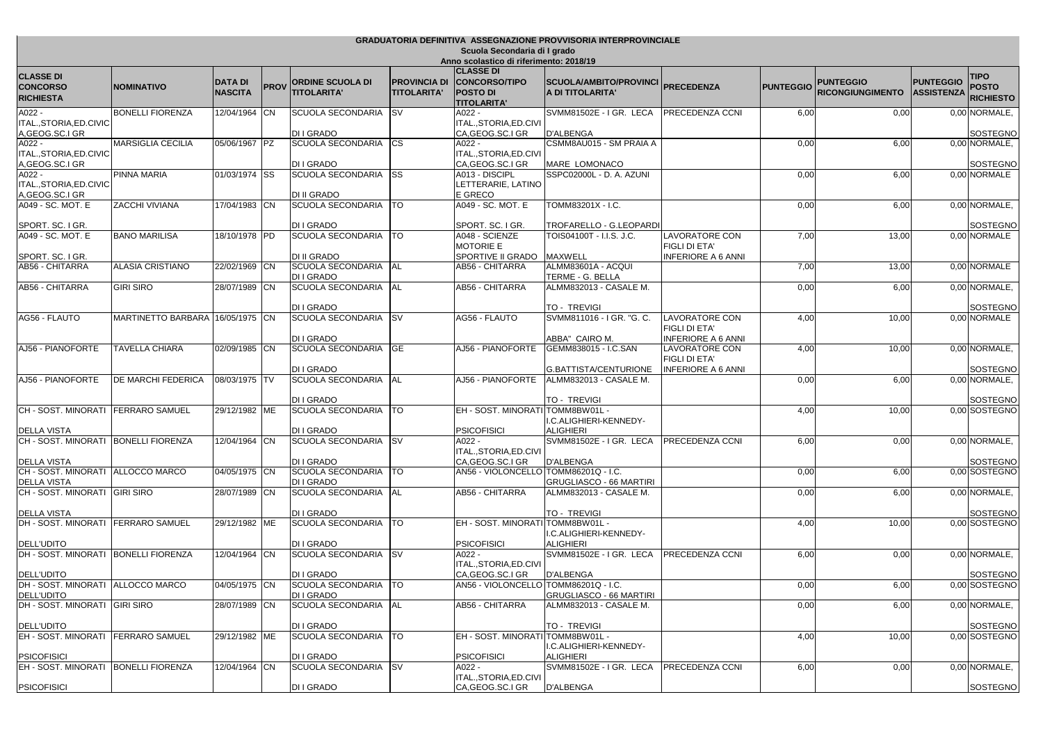# GRADUATORIA DEFINITIVA ASSEGNAZIONE PROVVISORIA INTERPROVINCIALE

**Scuola Secondaria di I grado**

**Anno scolastico di riferimento: 2018/19**

| CLASSE DI CONCORSO RICHIESTA | NOMINATIVO | DATA DI NASCITA | PROV | ORDINE SCUOLA DI TITOLARITA' | PROVINCIA DI TITOLARITA' | CLASSE DI CONCORSO/TIPO POSTO DI TITOLARITA' | SCUOLA/AMBITO/PROVINCIA DI TITOLARITA' | PRECEDENZA | PUNTEGGIO | PUNTEGGIO RICONGIUNGIMENTO | PUNTEGGIO ASSISTENZA | TIPO POSTO RICHIESTO |
|---|---|---|---|---|---|---|---|---|---|---|---|---|
| A022 - ITAL.,STORIA,ED.CIVICA,GEOG.SC.I GR | BONELLI FIORENZA | 12/04/1964 | CN | SCUOLA SECONDARIA DI I GRADO | SV | A022 - ITAL.,STORIA,ED.CIVICA,GEOG.SC.I GR | SVMM81502E - I GR. LECA D'ALBENGA | PRECEDENZA CCNI | 6,00 | 0,00 | 0,00 | NORMALE, SOSTEGNO |
| A022 - ITAL.,STORIA,ED.CIVICA,GEOG.SC.I GR | MARSIGLIA CECILIA | 05/06/1967 | PZ | SCUOLA SECONDARIA DI I GRADO | CS | A022 - ITAL.,STORIA,ED.CIVICA,GEOG.SC.I GR | CSMM8AU015 - SM PRAIA A MARE LOMONACO | | 0,00 | 6,00 | 0,00 | NORMALE, SOSTEGNO |
| A022 - ITAL.,STORIA,ED.CIVICA,GEOG.SC.I GR | PINNA MARIA | 01/03/1974 | SS | SCUOLA SECONDARIA DI II GRADO | SS | A013 - DISCIPL LETTERARIE, LATINO E GRECO | SSPC02000L - D. A. AZUNI | | 0,00 | 6,00 | 0,00 | NORMALE |
| A049 - SC. MOT. E SPORT. SC. I GR. | ZACCHI VIVIANA | 17/04/1983 | CN | SCUOLA SECONDARIA DI I GRADO | TO | A049 - SC. MOT. E SPORT. SC. I GR. | TOMM83201X - I.C. TROFARELLO - G.LEOPARDI | | 0,00 | 6,00 | 0,00 | NORMALE, SOSTEGNO |
| A049 - SC. MOT. E SPORT. SC. I GR. | BANO MARILISA | 18/10/1978 | PD | SCUOLA SECONDARIA DI II GRADO | TO | A048 - SCIENZE MOTORIE E SPORTIVE II GRADO | TOIS04100T - I.I.S. J.C. MAXWELL | LAVORATORE CON FIGLI DI ETA' INFERIORE A 6 ANNI | 7,00 | 13,00 | 0,00 | NORMALE |
| AB56 - CHITARRA | ALASIA CRISTIANO | 22/02/1969 | CN | SCUOLA SECONDARIA DI I GRADO | AL | AB56 - CHITARRA | ALMM83601A - ACQUI TERME - G. BELLA | | 7,00 | 13,00 | 0,00 | NORMALE |
| AB56 - CHITARRA | GIRI SIRO | 28/07/1989 | CN | SCUOLA SECONDARIA DI I GRADO | AL | AB56 - CHITARRA | ALMM832013 - CASALE M.TO - TREVIGI | | 0,00 | 6,00 | 0,00 | NORMALE, SOSTEGNO |
| AG56 - FLAUTO | MARTINETTO BARBARA | 16/05/1975 | CN | SCUOLA SECONDARIA DI I GRADO | SV | AG56 - FLAUTO | SVMM811016 - I GR. "G. C. ABBA" CAIRO M. | LAVORATORE CON FIGLI DI ETA' INFERIORE A 6 ANNI | 4,00 | 10,00 | 0,00 | NORMALE |
| AJ56 - PIANOFORTE | TAVELLA CHIARA | 02/09/1985 | CN | SCUOLA SECONDARIA DI I GRADO | GE | AJ56 - PIANOFORTE | GEMM838015 - I.C.SAN G.BATTISTA/CENTURIONE | LAVORATORE CON FIGLI DI ETA' INFERIORE A 6 ANNI | 4,00 | 10,00 | 0,00 | NORMALE, SOSTEGNO |
| AJ56 - PIANOFORTE | DE MARCHI FEDERICA | 08/03/1975 | TV | SCUOLA SECONDARIA DI I GRADO | AL | AJ56 - PIANOFORTE | ALMM832013 - CASALE M.TO - TREVIGI | | 0,00 | 6,00 | 0,00 | NORMALE, SOSTEGNO |
| CH - SOST. MINORATI DELLA VISTA | FERRARO SAMUEL | 29/12/1982 | ME | SCUOLA SECONDARIA DI I GRADO | TO | EH - SOST. MINORATI PSICOFISICI | TOMM8BW01L - I.C.ALIGHIERI-KENNEDY-ALIGHIERI | | 4,00 | 10,00 | 0,00 | SOSTEGNO |
| CH - SOST. MINORATI DELLA VISTA | BONELLI FIORENZA | 12/04/1964 | CN | SCUOLA SECONDARIA DI I GRADO | SV | A022 - ITAL.,STORIA,ED.CIVICA,GEOG.SC.I GR | SVMM81502E - I GR. LECA D'ALBENGA | PRECEDENZA CCNI | 6,00 | 0,00 | 0,00 | NORMALE, SOSTEGNO |
| CH - SOST. MINORATI DELLA VISTA | ALLOCCO MARCO | 04/05/1975 | CN | SCUOLA SECONDARIA DI I GRADO | TO | AN56 - VIOLONCELLO | TOMM86201Q - I.C. GRUGLIASCO - 66 MARTIRI | | 0,00 | 6,00 | 0,00 | SOSTEGNO |
| CH - SOST. MINORATI DELLA VISTA | GIRI SIRO | 28/07/1989 | CN | SCUOLA SECONDARIA DI I GRADO | AL | AB56 - CHITARRA | ALMM832013 - CASALE M.TO - TREVIGI | | 0,00 | 6,00 | 0,00 | NORMALE, SOSTEGNO |
| DH - SOST. MINORATI DELL'UDITO | FERRARO SAMUEL | 29/12/1982 | ME | SCUOLA SECONDARIA DI I GRADO | TO | EH - SOST. MINORATI PSICOFISICI | TOMM8BW01L - I.C.ALIGHIERI-KENNEDY-ALIGHIERI | | 4,00 | 10,00 | 0,00 | SOSTEGNO |
| DH - SOST. MINORATI DELL'UDITO | BONELLI FIORENZA | 12/04/1964 | CN | SCUOLA SECONDARIA DI I GRADO | SV | A022 - ITAL.,STORIA,ED.CIVICA,GEOG.SC.I GR | SVMM81502E - I GR. LECA D'ALBENGA | PRECEDENZA CCNI | 6,00 | 0,00 | 0,00 | NORMALE, SOSTEGNO |
| DH - SOST. MINORATI DELL'UDITO | ALLOCCO MARCO | 04/05/1975 | CN | SCUOLA SECONDARIA DI I GRADO | TO | AN56 - VIOLONCELLO | TOMM86201Q - I.C. GRUGLIASCO - 66 MARTIRI | | 0,00 | 6,00 | 0,00 | SOSTEGNO |
| DH - SOST. MINORATI DELL'UDITO | GIRI SIRO | 28/07/1989 | CN | SCUOLA SECONDARIA DI I GRADO | AL | AB56 - CHITARRA | ALMM832013 - CASALE M.TO - TREVIGI | | 0,00 | 6,00 | 0,00 | NORMALE, SOSTEGNO |
| EH - SOST. MINORATI PSICOFISICI | FERRARO SAMUEL | 29/12/1982 | ME | SCUOLA SECONDARIA DI I GRADO | TO | EH - SOST. MINORATI PSICOFISICI | TOMM8BW01L - I.C.ALIGHIERI-KENNEDY-ALIGHIERI | | 4,00 | 10,00 | 0,00 | SOSTEGNO |
| EH - SOST. MINORATI PSICOFISICI | BONELLI FIORENZA | 12/04/1964 | CN | SCUOLA SECONDARIA DI I GRADO | SV | A022 - ITAL.,STORIA,ED.CIVICA,GEOG.SC.I GR | SVMM81502E - I GR. LECA D'ALBENGA | PRECEDENZA CCNI | 6,00 | 0,00 | 0,00 | NORMALE, SOSTEGNO |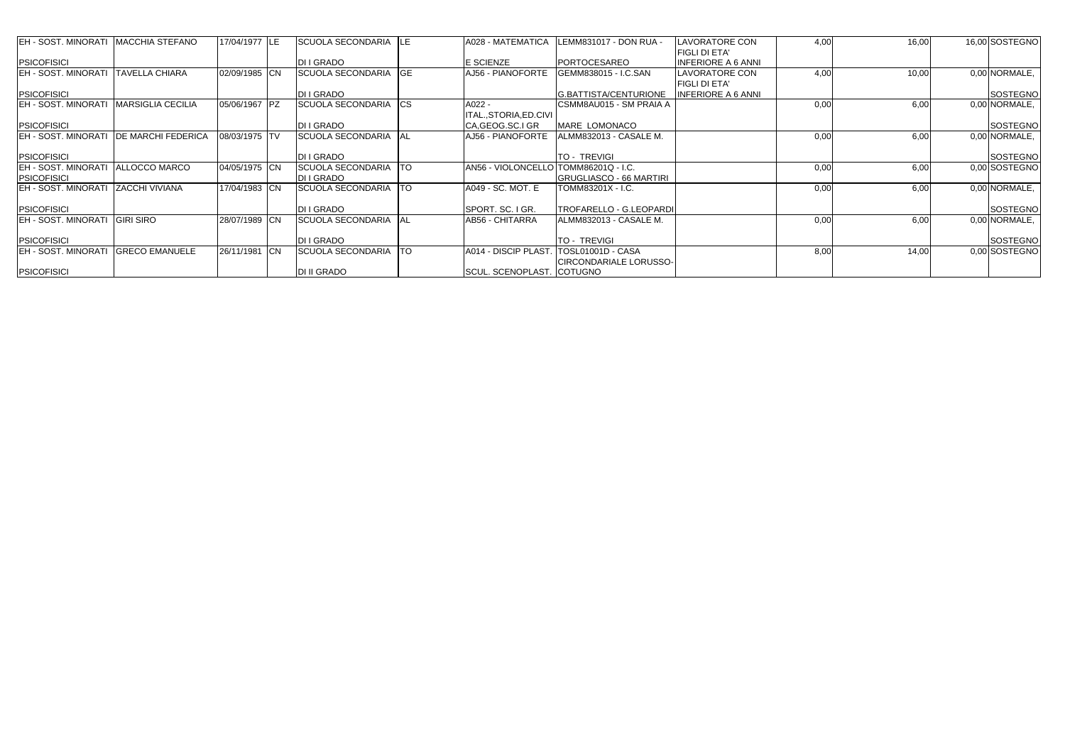| | | | | | | | | | | | | |
|---|---|---|---|---|---|---|---|---|---|---|---|---|
| EH - SOST. MINORATI PSICOFISICI | MACCHIA STEFANO | 17/04/1977 | LE | SCUOLA SECONDARIA DI I GRADO | LE | A028 - MATEMATICA E SCIENZE | LEMM831017 - DON RUA - PORTOCESAREO | LAVORATORE CON FIGLI DI ETA' INFERIORE A 6 ANNI | 4,00 | 16,00 | 16,00 | SOSTEGNO |
| EH - SOST. MINORATI PSICOFISICI | TAVELLA CHIARA | 02/09/1985 | CN | SCUOLA SECONDARIA DI I GRADO | GE | AJ56 - PIANOFORTE | GEMM838015 - I.C.SAN G.BATTISTA/CENTURIONE | LAVORATORE CON FIGLI DI ETA' INFERIORE A 6 ANNI | 4,00 | 10,00 | 0,00 | NORMALE, SOSTEGNO |
| EH - SOST. MINORATI PSICOFISICI | MARSIGLIA CECILIA | 05/06/1967 | PZ | SCUOLA SECONDARIA DI I GRADO | CS | A022 - ITAL.,STORIA,ED.CIVICA,GEOG.SC.I GR | CSMM8AU015 - SM PRAIA A MARE LOMONACO | | 0,00 | 6,00 | 0,00 | NORMALE, SOSTEGNO |
| EH - SOST. MINORATI PSICOFISICI | DE MARCHI FEDERICA | 08/03/1975 | TV | SCUOLA SECONDARIA DI I GRADO | AL | AJ56 - PIANOFORTE | ALMM832013 - CASALE M.TO - TREVIGI | | 0,00 | 6,00 | 0,00 | NORMALE, SOSTEGNO |
| EH - SOST. MINORATI PSICOFISICI | ALLOCCO MARCO | 04/05/1975 | CN | SCUOLA SECONDARIA DI I GRADO | TO | AN56 - VIOLONCELLO | TOMM86201Q - I.C. GRUGLIASCO - 66 MARTIRI | | 0,00 | 6,00 | 0,00 | SOSTEGNO |
| EH - SOST. MINORATI PSICOFISICI | ZACCHI VIVIANA | 17/04/1983 | CN | SCUOLA SECONDARIA DI I GRADO | TO | A049 - SC. MOT. E SPORT. SC. I GR. | TOMM83201X - I.C. TROFARELLO - G.LEOPARDI | | 0,00 | 6,00 | 0,00 | NORMALE, SOSTEGNO |
| EH - SOST. MINORATI PSICOFISICI | GIRI SIRO | 28/07/1989 | CN | SCUOLA SECONDARIA DI I GRADO | AL | AB56 - CHITARRA | ALMM832013 - CASALE M.TO - TREVIGI | | 0,00 | 6,00 | 0,00 | NORMALE, SOSTEGNO |
| EH - SOST. MINORATI PSICOFISICI | GRECO EMANUELE | 26/11/1981 | CN | SCUOLA SECONDARIA DI II GRADO | TO | A014 - DISCIP PLAST. SCUL. SCENOPLAST. | TOSL01001D - CASA CIRCONDARIALE LORUSSO-COTUGNO | | 8,00 | 14,00 | 0,00 | SOSTEGNO |